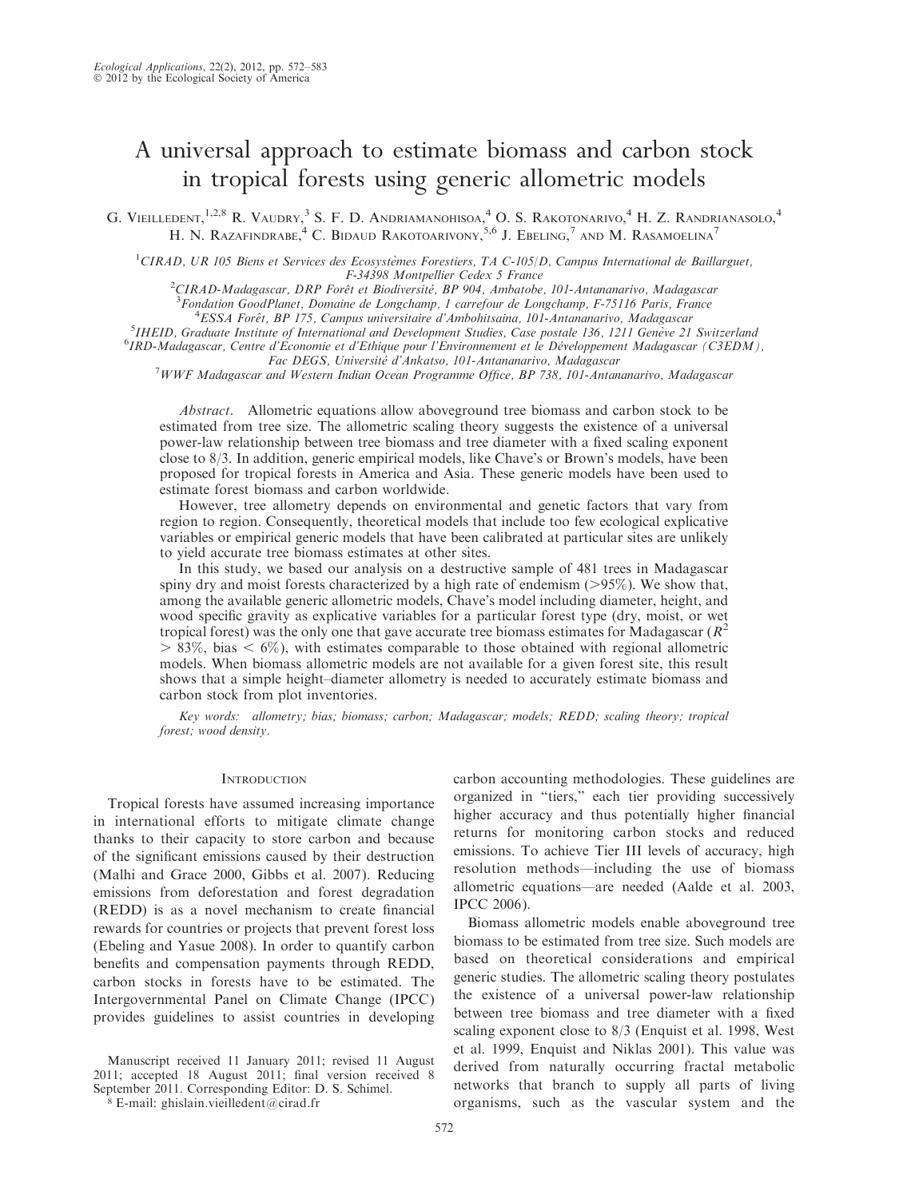# A universal approach to estimate biomass and carbon stock in tropical forests using generic allometric models

G. Vieilledent,[1,2,8] R. Vaudry,[3] S. F. D. Andriamanohisoa,[4] O. S. Rakotonarivo,[4] H. Z. Randrianasolo,[4] H. N. Razafindrabe,[4] C. Bidaud Rakotoarivony,[5,6] J. Ebeling,[7] and M. Rasamoelina[7]

[1]CIRAD, UR 105 Biens et Services des Ecosystèmes Forestiers, TA C-105/D, Campus International de Baillarguet, F-34398 Montpellier Cedex 5 France

[2]CIRAD-Madagascar, DRP Forêt et Biodiversité, BP 904, Ambatobe, 101-Antananarivo, Madagascar

[3]Fondation GoodPlanet, Domaine de Longchamp, 1 carrefour de Longchamp, F-75116 Paris, France

[4]ESSA Forêt, BP 175, Campus universitaire d'Ambohitsaina, 101-Antananarivo, Madagascar

[5]IHEID, Graduate Institute of International and Development Studies, Case postale 136, 1211 Genève 21 Switzerland

[6]IRD-Madagascar, Centre d'Economie et d'Ethique pour l'Environnement et le Développement Madagascar (C3EDM), Fac DEGS, Université d'Ankatso, 101-Antananarivo, Madagascar

[7]WWF Madagascar and Western Indian Ocean Programme Office, BP 738, 101-Antananarivo, Madagascar

*Abstract*. Allometric equations allow aboveground tree biomass and carbon stock to be estimated from tree size. The allometric scaling theory suggests the existence of a universal power-law relationship between tree biomass and tree diameter with a fixed scaling exponent close to 8/3. In addition, generic empirical models, like Chave's or Brown's models, have been proposed for tropical forests in America and Asia. These generic models have been used to estimate forest biomass and carbon worldwide.

However, tree allometry depends on environmental and genetic factors that vary from region to region. Consequently, theoretical models that include too few ecological explicative variables or empirical generic models that have been calibrated at particular sites are unlikely to yield accurate tree biomass estimates at other sites.

In this study, we based our analysis on a destructive sample of 481 trees in Madagascar spiny dry and moist forests characterized by a high rate of endemism (>95%). We show that, among the available generic allometric models, Chave's model including diameter, height, and wood specific gravity as explicative variables for a particular forest type (dry, moist, or wet tropical forest) was the only one that gave accurate tree biomass estimates for Madagascar ($R^2 > 83\%$, bias $< 6\%$), with estimates comparable to those obtained with regional allometric models. When biomass allometric models are not available for a given forest site, this result shows that a simple height–diameter allometry is needed to accurately estimate biomass and carbon stock from plot inventories.

*Key words: allometry; bias; biomass; carbon; Madagascar; models; REDD; scaling theory; tropical forest; wood density.*

## Introduction

Tropical forests have assumed increasing importance in international efforts to mitigate climate change thanks to their capacity to store carbon and because of the significant emissions caused by their destruction (Malhi and Grace 2000, Gibbs et al. 2007). Reducing emissions from deforestation and forest degradation (REDD) is as a novel mechanism to create financial rewards for countries or projects that prevent forest loss (Ebeling and Yasue 2008). In order to quantify carbon benefits and compensation payments through REDD, carbon stocks in forests have to be estimated. The Intergovernmental Panel on Climate Change (IPCC) provides guidelines to assist countries in developing carbon accounting methodologies. These guidelines are organized in "tiers," each tier providing successively higher accuracy and thus potentially higher financial returns for monitoring carbon stocks and reduced emissions. To achieve Tier III levels of accuracy, high resolution methods—including the use of biomass allometric equations—are needed (Aalde et al. 2003, IPCC 2006).

Biomass allometric models enable aboveground tree biomass to be estimated from tree size. Such models are based on theoretical considerations and empirical generic studies. The allometric scaling theory postulates the existence of a universal power-law relationship between tree biomass and tree diameter with a fixed scaling exponent close to 8/3 (Enquist et al. 1998, West et al. 1999, Enquist and Niklas 2001). This value was derived from naturally occurring fractal metabolic networks that branch to supply all parts of living organisms, such as the vascular system and the

Manuscript received 11 January 2011; revised 11 August 2011; accepted 18 August 2011; final version received 8 September 2011. Corresponding Editor: D. S. Schimel.

[8] E-mail: ghislain.vieilledent@cirad.fr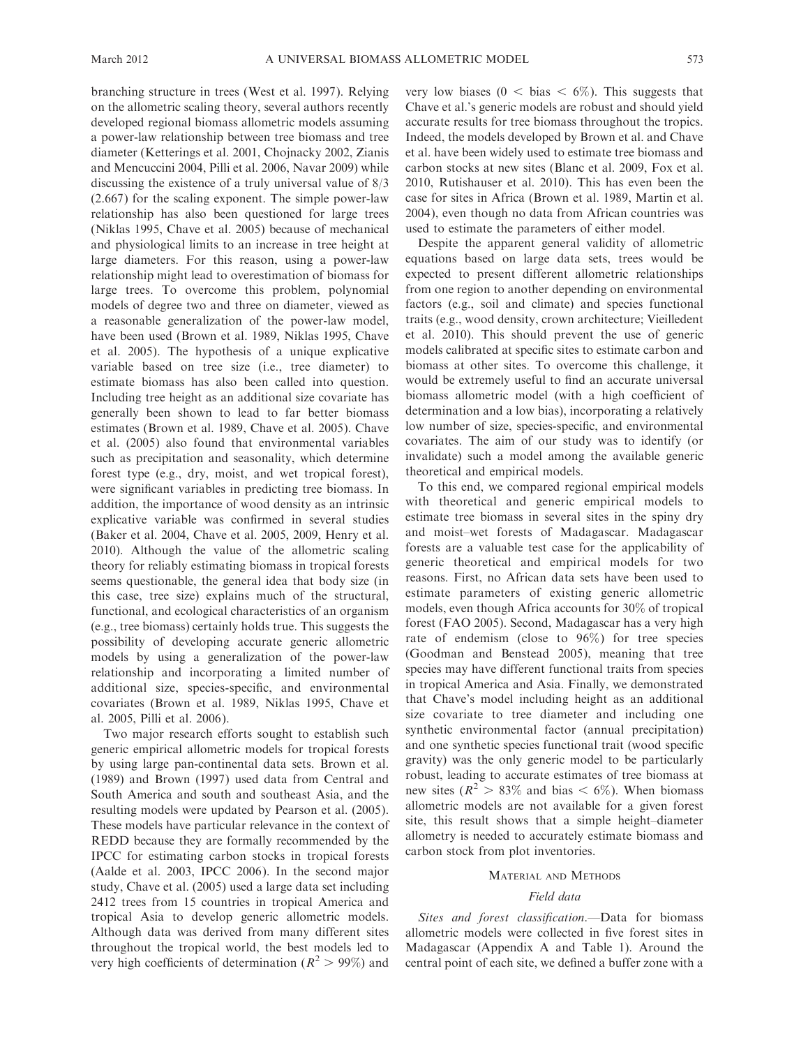branching structure in trees (West et al. 1997). Relying on the allometric scaling theory, several authors recently developed regional biomass allometric models assuming a power-law relationship between tree biomass and tree diameter (Ketterings et al. 2001, Chojnacky 2002, Zianis and Mencuccini 2004, Pilli et al. 2006, Navar 2009) while discussing the existence of a truly universal value of 8/3 (2.667) for the scaling exponent. The simple power-law relationship has also been questioned for large trees (Niklas 1995, Chave et al. 2005) because of mechanical and physiological limits to an increase in tree height at large diameters. For this reason, using a power-law relationship might lead to overestimation of biomass for large trees. To overcome this problem, polynomial models of degree two and three on diameter, viewed as a reasonable generalization of the power-law model, have been used (Brown et al. 1989, Niklas 1995, Chave et al. 2005). The hypothesis of a unique explicative variable based on tree size (i.e., tree diameter) to estimate biomass has also been called into question. Including tree height as an additional size covariate has generally been shown to lead to far better biomass estimates (Brown et al. 1989, Chave et al. 2005). Chave et al. (2005) also found that environmental variables such as precipitation and seasonality, which determine forest type (e.g., dry, moist, and wet tropical forest), were significant variables in predicting tree biomass. In addition, the importance of wood density as an intrinsic explicative variable was confirmed in several studies (Baker et al. 2004, Chave et al. 2005, 2009, Henry et al. 2010). Although the value of the allometric scaling theory for reliably estimating biomass in tropical forests seems questionable, the general idea that body size (in this case, tree size) explains much of the structural, functional, and ecological characteristics of an organism (e.g., tree biomass) certainly holds true. This suggests the possibility of developing accurate generic allometric models by using a generalization of the power-law relationship and incorporating a limited number of additional size, species-specific, and environmental covariates (Brown et al. 1989, Niklas 1995, Chave et al. 2005, Pilli et al. 2006).

Two major research efforts sought to establish such generic empirical allometric models for tropical forests by using large pan-continental data sets. Brown et al. (1989) and Brown (1997) used data from Central and South America and south and southeast Asia, and the resulting models were updated by Pearson et al. (2005). These models have particular relevance in the context of REDD because they are formally recommended by the IPCC for estimating carbon stocks in tropical forests (Aalde et al. 2003, IPCC 2006). In the second major study, Chave et al. (2005) used a large data set including 2412 trees from 15 countries in tropical America and tropical Asia to develop generic allometric models. Although data was derived from many different sites throughout the tropical world, the best models led to very high coefficients of determination ($R^2 > 99\%$) and very low biases ($0 < \text{bias} < 6\%$). This suggests that Chave et al.'s generic models are robust and should yield accurate results for tree biomass throughout the tropics. Indeed, the models developed by Brown et al. and Chave et al. have been widely used to estimate tree biomass and carbon stocks at new sites (Blanc et al. 2009, Fox et al. 2010, Rutishauser et al. 2010). This has even been the case for sites in Africa (Brown et al. 1989, Martin et al. 2004), even though no data from African countries was used to estimate the parameters of either model.

Despite the apparent general validity of allometric equations based on large data sets, trees would be expected to present different allometric relationships from one region to another depending on environmental factors (e.g., soil and climate) and species functional traits (e.g., wood density, crown architecture; Vieilledent et al. 2010). This should prevent the use of generic models calibrated at specific sites to estimate carbon and biomass at other sites. To overcome this challenge, it would be extremely useful to find an accurate universal biomass allometric model (with a high coefficient of determination and a low bias), incorporating a relatively low number of size, species-specific, and environmental covariates. The aim of our study was to identify (or invalidate) such a model among the available generic theoretical and empirical models.

To this end, we compared regional empirical models with theoretical and generic empirical models to estimate tree biomass in several sites in the spiny dry and moist–wet forests of Madagascar. Madagascar forests are a valuable test case for the applicability of generic theoretical and empirical models for two reasons. First, no African data sets have been used to estimate parameters of existing generic allometric models, even though Africa accounts for 30% of tropical forest (FAO 2005). Second, Madagascar has a very high rate of endemism (close to 96%) for tree species (Goodman and Benstead 2005), meaning that tree species may have different functional traits from species in tropical America and Asia. Finally, we demonstrated that Chave's model including height as an additional size covariate to tree diameter and including one synthetic environmental factor (annual precipitation) and one synthetic species functional trait (wood specific gravity) was the only generic model to be particularly robust, leading to accurate estimates of tree biomass at new sites ($R^2 > 83\%$ and bias $< 6\%$). When biomass allometric models are not available for a given forest site, this result shows that a simple height–diameter allometry is needed to accurately estimate biomass and carbon stock from plot inventories.

## Material and Methods

### Field data

*Sites and forest classification.*—Data for biomass allometric models were collected in five forest sites in Madagascar (Appendix A and Table 1). Around the central point of each site, we defined a buffer zone with a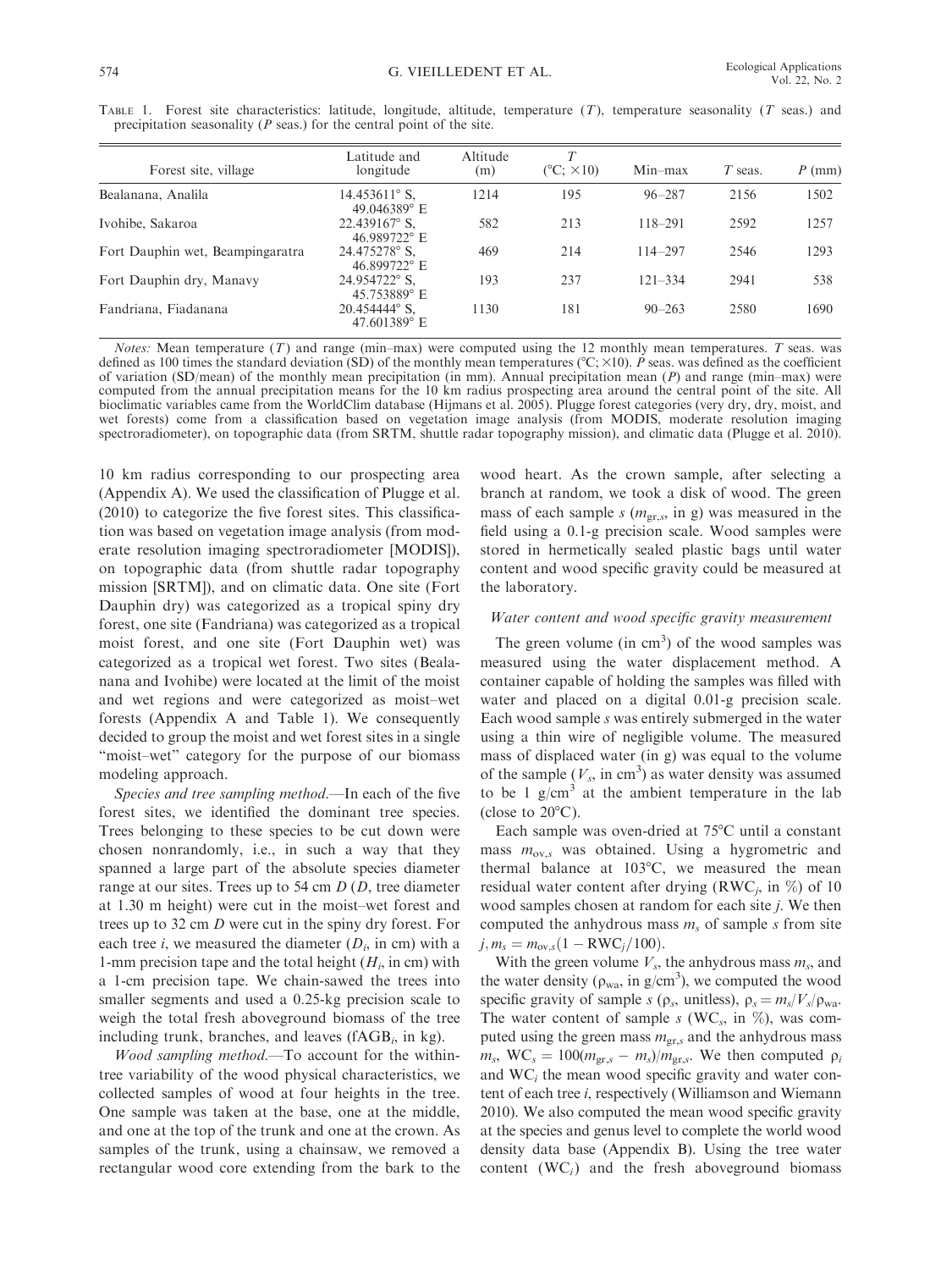TABLE 1. Forest site characteristics: latitude, longitude, altitude, temperature ($T$), temperature seasonality ($T$ seas.) and precipitation seasonality ($P$ seas.) for the central point of the site.

| Forest site, village | Latitude and longitude | Altitude (m) | $T$ (°C; ×10) | Min–max | $T$ seas. | $P$ (mm) |
|---|---|---|---|---|---|---|
| Bealanana, Analila | 14.453611° S, 49.046389° E | 1214 | 195 | 96–287 | 2156 | 1502 |
| Ivohibe, Sakaroa | 22.439167° S, 46.989722° E | 582 | 213 | 118–291 | 2592 | 1257 |
| Fort Dauphin wet, Beampingaratra | 24.475278° S, 46.899722° E | 469 | 214 | 114–297 | 2546 | 1293 |
| Fort Dauphin dry, Manavy | 24.954722° S, 45.753889° E | 193 | 237 | 121–334 | 2941 | 538 |
| Fandriana, Fiadanana | 20.454444° S, 47.601389° E | 1130 | 181 | 90–263 | 2580 | 1690 |

*Notes:* Mean temperature ($T$) and range (min–max) were computed using the 12 monthly mean temperatures. $T$ seas. was defined as 100 times the standard deviation (SD) of the monthly mean temperatures (°C; ×10). $P$ seas. was defined as the coefficient of variation (SD/mean) of the monthly mean precipitation (in mm). Annual precipitation mean ($P$) and range (min–max) were computed from the annual precipitation means for the 10 km radius prospecting area around the central point of the site. All bioclimatic variables came from the WorldClim database (Hijmans et al. 2005). Plugge forest categories (very dry, dry, moist, and wet forests) come from a classification based on vegetation image analysis (from MODIS, moderate resolution imaging spectroradiometer), on topographic data (from SRTM, shuttle radar topography mission), and climatic data (Plugge et al. 2010).

10 km radius corresponding to our prospecting area (Appendix A). We used the classification of Plugge et al. (2010) to categorize the five forest sites. This classification was based on vegetation image analysis (from moderate resolution imaging spectroradiometer [MODIS]), on topographic data (from shuttle radar topography mission [SRTM]), and on climatic data. One site (Fort Dauphin dry) was categorized as a tropical spiny dry forest, one site (Fandriana) was categorized as a tropical moist forest, and one site (Fort Dauphin wet) was categorized as a tropical wet forest. Two sites (Bealanana and Ivohibe) were located at the limit of the moist and wet regions and were categorized as moist–wet forests (Appendix A and Table 1). We consequently decided to group the moist and wet forest sites in a single "moist–wet" category for the purpose of our biomass modeling approach.

*Species and tree sampling method.*—In each of the five forest sites, we identified the dominant tree species. Trees belonging to these species to be cut down were chosen nonrandomly, i.e., in such a way that they spanned a large part of the absolute species diameter range at our sites. Trees up to 54 cm $D$ ($D$, tree diameter at 1.30 m height) were cut in the moist–wet forest and trees up to 32 cm $D$ were cut in the spiny dry forest. For each tree $i$, we measured the diameter ($D_i$, in cm) with a 1-mm precision tape and the total height ($H_i$, in cm) with a 1-cm precision tape. We chain-sawed the trees into smaller segments and used a 0.25-kg precision scale to weigh the total fresh aboveground biomass of the tree including trunk, branches, and leaves ($fAGB_i$, in kg).

*Wood sampling method.*—To account for the within-tree variability of the wood physical characteristics, we collected samples of wood at four heights in the tree. One sample was taken at the base, one at the middle, and one at the top of the trunk and one at the crown. As samples of the trunk, using a chainsaw, we removed a rectangular wood core extending from the bark to the wood heart. As the crown sample, after selecting a branch at random, we took a disk of wood. The green mass of each sample $s$ ($m_{gr,s}$, in g) was measured in the field using a 0.1-g precision scale. Wood samples were stored in hermetically sealed plastic bags until water content and wood specific gravity could be measured at the laboratory.

### Water content and wood specific gravity measurement

The green volume (in cm$^3$) of the wood samples was measured using the water displacement method. A container capable of holding the samples was filled with water and placed on a digital 0.01-g precision scale. Each wood sample $s$ was entirely submerged in the water using a thin wire of negligible volume. The measured mass of displaced water (in g) was equal to the volume of the sample ($V_s$, in cm$^3$) as water density was assumed to be 1 g/cm$^3$ at the ambient temperature in the lab (close to 20°C).

Each sample was oven-dried at 75°C until a constant mass $m_{ov,s}$ was obtained. Using a hygrometric and thermal balance at 103°C, we measured the mean residual water content after drying ($RWC_j$, in %) of 10 wood samples chosen at random for each site $j$. We then computed the anhydrous mass $m_s$ of sample $s$ from site $j$, $m_s = m_{ov,s}(1 - RWC_j/100)$.

With the green volume $V_s$, the anhydrous mass $m_s$, and the water density ($\rho_{wa}$, in g/cm$^3$), we computed the wood specific gravity of sample $s$ ($\rho_s$, unitless), $\rho_s = m_s/V_s/\rho_{wa}$. The water content of sample $s$ ($WC_s$, in %), was computed using the green mass $m_{gr,s}$ and the anhydrous mass $m_s$, $WC_s = 100(m_{gr,s} - m_s)/m_{gr,s}$. We then computed $\rho_i$ and $WC_i$ the mean wood specific gravity and water content of each tree $i$, respectively (Williamson and Wiemann 2010). We also computed the mean wood specific gravity at the species and genus level to complete the world wood density data base (Appendix B). Using the tree water content ($WC_i$) and the fresh aboveground biomass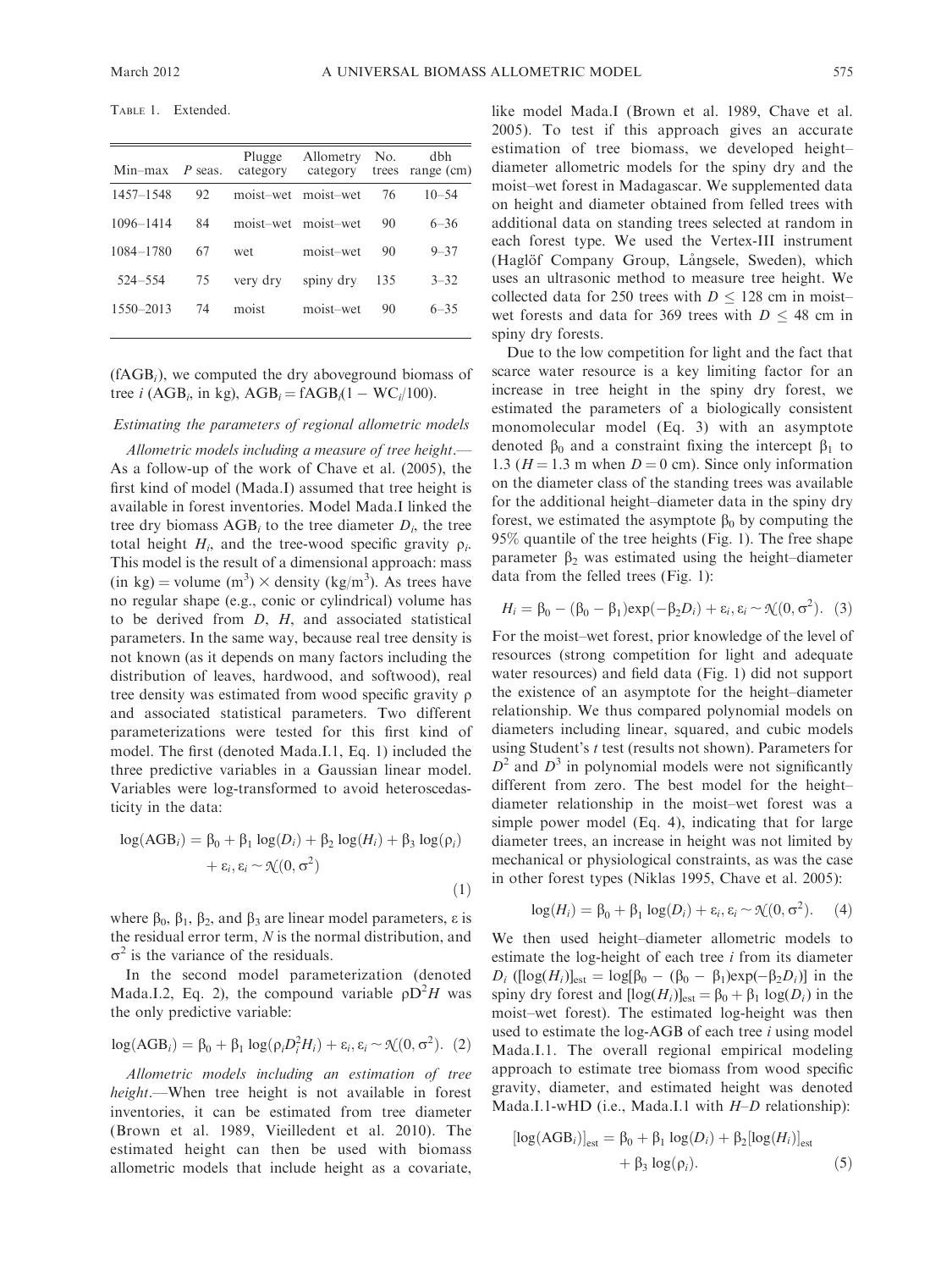TABLE 1. Extended.

| Min–max | *P* seas. | Plugge category | Allometry category | No. trees | dbh range (cm) |
|---|---|---|---|---|---|
| 1457–1548 | 92 | moist–wet | moist–wet | 76 | 10–54 |
| 1096–1414 | 84 | moist–wet | moist–wet | 90 | 6–36 |
| 1084–1780 | 67 | wet | moist–wet | 90 | 9–37 |
| 524–554 | 75 | very dry | spiny dry | 135 | 3–32 |
| 1550–2013 | 74 | moist | moist–wet | 90 | 6–35 |

($fAGB_i$), we computed the dry aboveground biomass of tree $i$ ($AGB_i$, in kg), $AGB_i = fAGB_i(1 - WC_i/100)$.

### *Estimating the parameters of regional allometric models*

*Allometric models including a measure of tree height*.—As a follow-up of the work of Chave et al. (2005), the first kind of model (Mada.I) assumed that tree height is available in forest inventories. Model Mada.I linked the tree dry biomass $AGB_i$ to the tree diameter $D_i$, the tree total height $H_i$, and the tree-wood specific gravity $\rho_i$. This model is the result of a dimensional approach: mass (in kg) = volume (m$^3$) × density (kg/m$^3$). As trees have no regular shape (e.g., conic or cylindrical) volume has to be derived from $D$, $H$, and associated statistical parameters. In the same way, because real tree density is not known (as it depends on many factors including the distribution of leaves, hardwood, and softwood), real tree density was estimated from wood specific gravity $\rho$ and associated statistical parameters. Two different parameterizations were tested for this first kind of model. The first (denoted Mada.I.1, Eq. 1) included the three predictive variables in a Gaussian linear model. Variables were log-transformed to avoid heteroscedasticity in the data:

$$\log(AGB_i) = \beta_0 + \beta_1 \log(D_i) + \beta_2 \log(H_i) + \beta_3 \log(\rho_i) + \varepsilon_i, \varepsilon_i \sim \mathcal{N}(0, \sigma^2) \quad (1)$$

where $\beta_0$, $\beta_1$, $\beta_2$, and $\beta_3$ are linear model parameters, $\varepsilon$ is the residual error term, $N$ is the normal distribution, and $\sigma^2$ is the variance of the residuals.

In the second model parameterization (denoted Mada.I.2, Eq. 2), the compound variable $\rho D^2 H$ was the only predictive variable:

$$\log(AGB_i) = \beta_0 + \beta_1 \log(\rho_i D_i^2 H_i) + \varepsilon_i, \varepsilon_i \sim \mathcal{N}(0, \sigma^2). \quad (2)$$

*Allometric models including an estimation of tree height*.—When tree height is not available in forest inventories, it can be estimated from tree diameter (Brown et al. 1989, Vieilledent et al. 2010). The estimated height can then be used with biomass allometric models that include height as a covariate, like model Mada.I (Brown et al. 1989, Chave et al. 2005). To test if this approach gives an accurate estimation of tree biomass, we developed height–diameter allometric models for the spiny dry and the moist–wet forest in Madagascar. We supplemented data on height and diameter obtained from felled trees with additional data on standing trees selected at random in each forest type. We used the Vertex-III instrument (Haglöf Company Group, Långsele, Sweden), which uses an ultrasonic method to measure tree height. We collected data for 250 trees with $D \leq 128$ cm in moist–wet forests and data for 369 trees with $D \leq 48$ cm in spiny dry forests.

Due to the low competition for light and the fact that scarce water resource is a key limiting factor for an increase in tree height in the spiny dry forest, we estimated the parameters of a biologically consistent monomolecular model (Eq. 3) with an asymptote denoted $\beta_0$ and a constraint fixing the intercept $\beta_1$ to 1.3 ($H = 1.3$ m when $D = 0$ cm). Since only information on the diameter class of the standing trees was available for the additional height–diameter data in the spiny dry forest, we estimated the asymptote $\beta_0$ by computing the 95% quantile of the tree heights (Fig. 1). The free shape parameter $\beta_2$ was estimated using the height–diameter data from the felled trees (Fig. 1):

$$H_i = \beta_0 - (\beta_0 - \beta_1)\exp(-\beta_2 D_i) + \varepsilon_i, \varepsilon_i \sim \mathcal{N}(0, \sigma^2). \quad (3)$$

For the moist–wet forest, prior knowledge of the level of resources (strong competition for light and adequate water resources) and field data (Fig. 1) did not support the existence of an asymptote for the height–diameter relationship. We thus compared polynomial models on diameters including linear, squared, and cubic models using Student's $t$ test (results not shown). Parameters for $D^2$ and $D^3$ in polynomial models were not significantly different from zero. The best model for the height–diameter relationship in the moist–wet forest was a simple power model (Eq. 4), indicating that for large diameter trees, an increase in height was not limited by mechanical or physiological constraints, as was the case in other forest types (Niklas 1995, Chave et al. 2005):

$$\log(H_i) = \beta_0 + \beta_1 \log(D_i) + \varepsilon_i, \varepsilon_i \sim \mathcal{N}(0, \sigma^2). \quad (4)$$

We then used height–diameter allometric models to estimate the log-height of each tree $i$ from its diameter $D_i$ ($[\log(H_i)]_{est} = \log[\beta_0 - (\beta_0 - \beta_1)\exp(-\beta_2 D_i)]$ in the spiny dry forest and $[\log(H_i)]_{est} = \beta_0 + \beta_1 \log(D_i)$ in the moist–wet forest). The estimated log-height was then used to estimate the log-AGB of each tree $i$ using model Mada.I.1. The overall regional empirical modeling approach to estimate tree biomass from wood specific gravity, diameter, and estimated height was denoted Mada.I.1-wHD (i.e., Mada.I.1 with $H$–$D$ relationship):

$$[\log(AGB_i)]_{est} = \beta_0 + \beta_1 \log(D_i) + \beta_2 [\log(H_i)]_{est} + \beta_3 \log(\rho_i). \quad (5)$$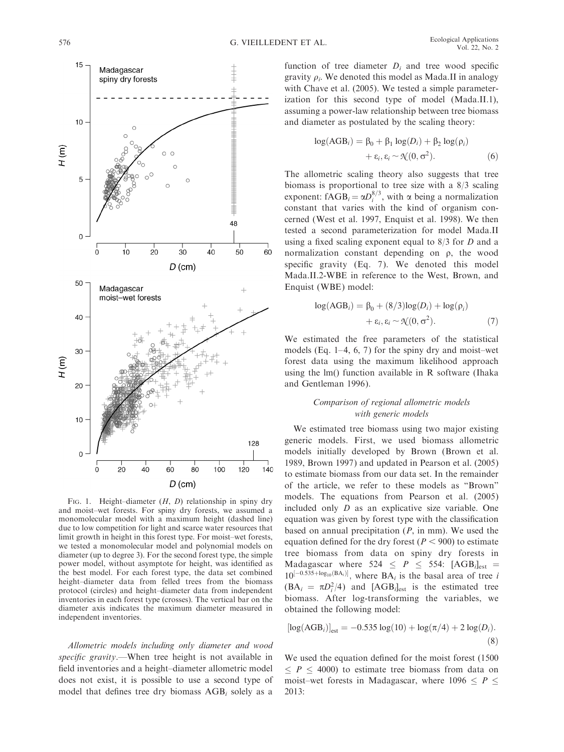FIG. 1. Height–diameter ($H$, $D$) relationship in spiny dry and moist–wet forests. For spiny dry forests, we assumed a monomolecular model with a maximum height (dashed line) due to low competition for light and scarce water resources that limit growth in height in this forest type. For moist–wet forests, we tested a monomolecular model and polynomial models on diameter (up to degree 3). For the second forest type, the simple power model, without asymptote for height, was identified as the best model. For each forest type, the data set combined height–diameter data from felled trees from the biomass protocol (circles) and height–diameter data from independent inventories in each forest type (crosses). The vertical bar on the diameter axis indicates the maximum diameter measured in independent inventories.

*Allometric models including only diameter and wood specific gravity*.—When tree height is not available in field inventories and a height–diameter allometric model does not exist, it is possible to use a second type of model that defines tree dry biomass $AGB_i$ solely as a function of tree diameter $D_i$ and tree wood specific gravity $\rho_i$. We denoted this model as Mada.II in analogy with Chave et al. (2005). We tested a simple parameterization for this second type of model (Mada.II.1), assuming a power-law relationship between tree biomass and diameter as postulated by the scaling theory:

$$\log(AGB_i) = \beta_0 + \beta_1 \log(D_i) + \beta_2 \log(\rho_i) + \varepsilon_i, \varepsilon_i \sim \mathcal{N}(0, \sigma^2). \quad (6)$$

The allometric scaling theory also suggests that tree biomass is proportional to tree size with a 8/3 scaling exponent: $fAGB_i = \alpha D_i^{8/3}$, with $\alpha$ being a normalization constant that varies with the kind of organism concerned (West et al. 1997, Enquist et al. 1998). We then tested a second parameterization for model Mada.II using a fixed scaling exponent equal to 8/3 for $D$ and a normalization constant depending on $\rho$, the wood specific gravity (Eq. 7). We denoted this model Mada.II.2-WBE in reference to the West, Brown, and Enquist (WBE) model:

$$\log(AGB_i) = \beta_0 + (8/3)\log(D_i) + \log(\rho_i) + \varepsilon_i, \varepsilon_i \sim \mathcal{N}(0, \sigma^2). \quad (7)$$

We estimated the free parameters of the statistical models (Eq. 1–4, 6, 7) for the spiny dry and moist–wet forest data using the maximum likelihood approach using the lm() function available in R software (Ihaka and Gentleman 1996).

### *Comparison of regional allometric models with generic models*

We estimated tree biomass using two major existing generic models. First, we used biomass allometric models initially developed by Brown (Brown et al. 1989, Brown 1997) and updated in Pearson et al. (2005) to estimate biomass from our data set. In the remainder of the article, we refer to these models as "Brown" models. The equations from Pearson et al. (2005) included only $D$ as an explicative size variable. One equation was given by forest type with the classification based on annual precipitation ($P$, in mm). We used the equation defined for the dry forest ($P < 900$) to estimate tree biomass from data on spiny dry forests in Madagascar where $524 \leq P \leq 554$: $[AGB_i]_{est} = 10^{[-0.535+\log_{10}(BA_i)]}$, where $BA_i$ is the basal area of tree $i$ ($BA_i = \pi D_i^2/4$) and $[AGB_i]_{est}$ is the estimated tree biomass. After log-transforming the variables, we obtained the following model:

$$[\log(AGB_i)]_{est} = -0.535 \log(10) + \log(\pi/4) + 2 \log(D_i). \quad (8)$$

We used the equation defined for the moist forest ($1500 \leq P \leq 4000$) to estimate tree biomass from data on moist–wet forests in Madagascar, where $1096 \leq P \leq 2013$: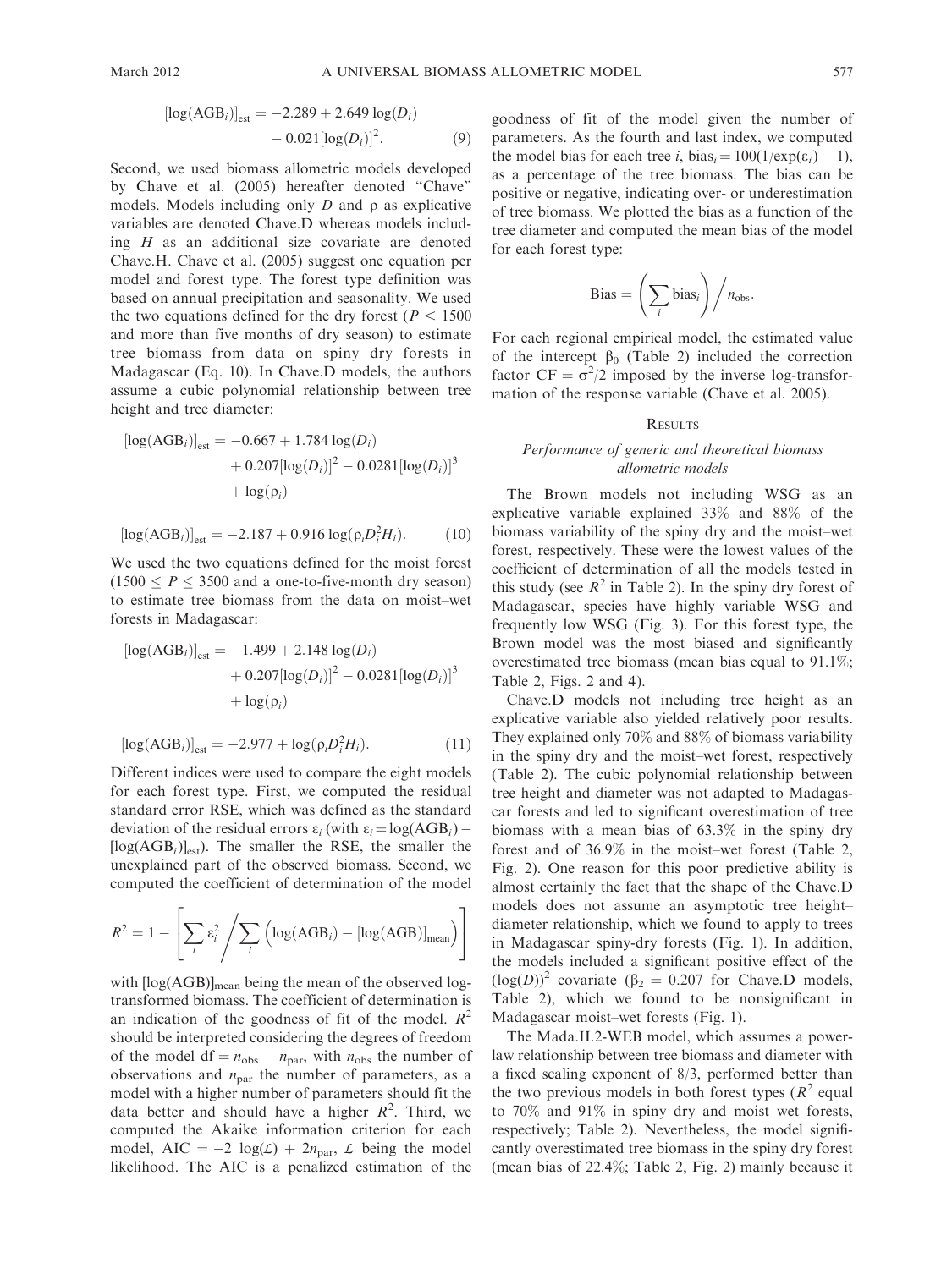$$[\log(\text{AGB}_i)]_{\text{est}} = -2.289 + 2.649\log(D_i) - 0.021[\log(D_i)]^2. \quad (9)$$

Second, we used biomass allometric models developed by Chave et al. (2005) hereafter denoted "Chave" models. Models including only $D$ and $\rho$ as explicative variables are denoted Chave.D whereas models including $H$ as an additional size covariate are denoted Chave.H. Chave et al. (2005) suggest one equation per model and forest type. The forest type definition was based on annual precipitation and seasonality. We used the two equations defined for the dry forest ($P < 1500$ and more than five months of dry season) to estimate tree biomass from data on spiny dry forests in Madagascar (Eq. 10). In Chave.D models, the authors assume a cubic polynomial relationship between tree height and tree diameter:

$$[\log(\text{AGB}_i)]_{\text{est}} = -0.667 + 1.784\log(D_i) + 0.207[\log(D_i)]^2 - 0.0281[\log(D_i)]^3 + \log(\rho_i)$$

$$[\log(\text{AGB}_i)]_{\text{est}} = -2.187 + 0.916\log(\rho_i D_i^2 H_i). \quad (10)$$

We used the two equations defined for the moist forest ($1500 \leq P \leq 3500$ and a one-to-five-month dry season) to estimate tree biomass from the data on moist–wet forests in Madagascar:

$$[\log(\text{AGB}_i)]_{\text{est}} = -1.499 + 2.148\log(D_i) + 0.207[\log(D_i)]^2 - 0.0281[\log(D_i)]^3 + \log(\rho_i)$$

$$[\log(\text{AGB}_i)]_{\text{est}} = -2.977 + \log(\rho_i D_i^2 H_i). \quad (11)$$

Different indices were used to compare the eight models for each forest type. First, we computed the residual standard error RSE, which was defined as the standard deviation of the residual errors $\varepsilon_i$ (with $\varepsilon_i = \log(\text{AGB}_i) - [\log(\text{AGB}_i)]_{\text{est}}$). The smaller the RSE, the smaller the unexplained part of the observed biomass. Second, we computed the coefficient of determination of the model

$$R^2 = 1 - \left[\sum_i \varepsilon_i^2 \bigg/ \sum_i \left(\log(\text{AGB}_i) - [\log(\text{AGB})]_{\text{mean}}\right)\right]$$

with $[\log(\text{AGB})]_{\text{mean}}$ being the mean of the observed log-transformed biomass. The coefficient of determination is an indication of the goodness of fit of the model. $R^2$ should be interpreted considering the degrees of freedom of the model $\text{df} = n_{\text{obs}} - n_{\text{par}}$, with $n_{\text{obs}}$ the number of observations and $n_{\text{par}}$ the number of parameters, as a model with a higher number of parameters should fit the data better and should have a higher $R^2$. Third, we computed the Akaike information criterion for each model, $\text{AIC} = -2\log(\mathcal{L}) + 2n_{\text{par}}$, $\mathcal{L}$ being the model likelihood. The AIC is a penalized estimation of the goodness of fit of the model given the number of parameters. As the fourth and last index, we computed the model bias for each tree $i$, $\text{bias}_i = 100(1/\exp(\varepsilon_i) - 1)$, as a percentage of the tree biomass. The bias can be positive or negative, indicating over- or underestimation of tree biomass. We plotted the bias as a function of the tree diameter and computed the mean bias of the model for each forest type:

$$\text{Bias} = \left(\sum_i \text{bias}_i\right) \bigg/ n_{\text{obs}}.$$

For each regional empirical model, the estimated value of the intercept $\beta_0$ (Table 2) included the correction factor $\text{CF} = \sigma^2/2$ imposed by the inverse log-transformation of the response variable (Chave et al. 2005).

## Results

### *Performance of generic and theoretical biomass allometric models*

The Brown models not including WSG as an explicative variable explained 33% and 88% of the biomass variability of the spiny dry and the moist–wet forest, respectively. These were the lowest values of the coefficient of determination of all the models tested in this study (see $R^2$ in Table 2). In the spiny dry forest of Madagascar, species have highly variable WSG and frequently low WSG (Fig. 3). For this forest type, the Brown model was the most biased and significantly overestimated tree biomass (mean bias equal to 91.1%; Table 2, Figs. 2 and 4).

Chave.D models not including tree height as an explicative variable also yielded relatively poor results. They explained only 70% and 88% of biomass variability in the spiny dry and the moist–wet forest, respectively (Table 2). The cubic polynomial relationship between tree height and diameter was not adapted to Madagascar forests and led to significant overestimation of tree biomass with a mean bias of 63.3% in the spiny dry forest and of 36.9% in the moist–wet forest (Table 2, Fig. 2). One reason for this poor predictive ability is almost certainly the fact that the shape of the Chave.D models does not assume an asymptotic tree height–diameter relationship, which we found to apply to trees in Madagascar spiny-dry forests (Fig. 1). In addition, the models included a significant positive effect of the $(\log(D))^2$ covariate ($\beta_2 = 0.207$ for Chave.D models, Table 2), which we found to be nonsignificant in Madagascar moist–wet forests (Fig. 1).

The Mada.II.2-WEB model, which assumes a power-law relationship between tree biomass and diameter with a fixed scaling exponent of 8/3, performed better than the two previous models in both forest types ($R^2$ equal to 70% and 91% in spiny dry and moist–wet forests, respectively; Table 2). Nevertheless, the model significantly overestimated tree biomass in the spiny dry forest (mean bias of 22.4%; Table 2, Fig. 2) mainly because it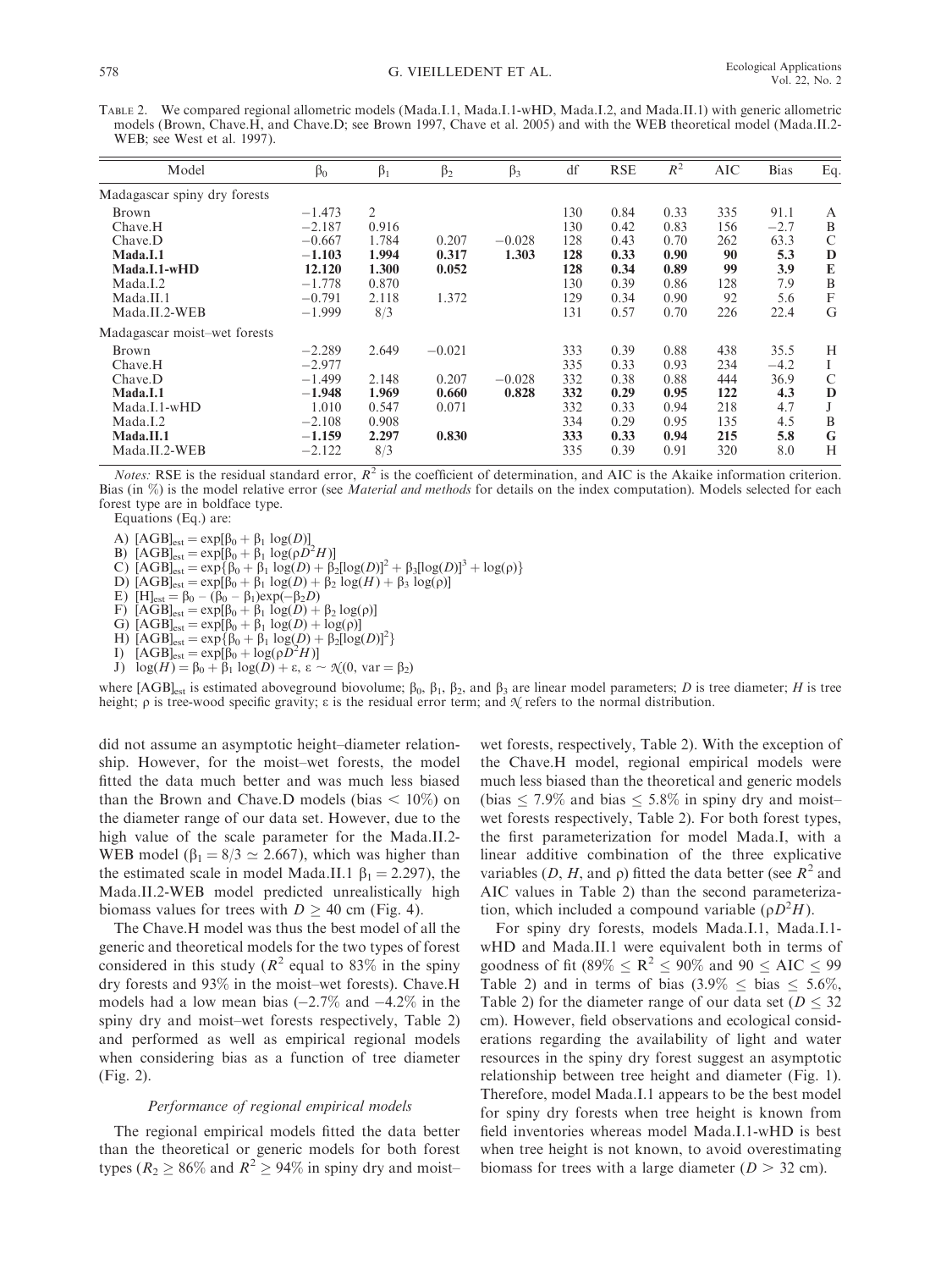TABLE 2. We compared regional allometric models (Mada.I.1, Mada.I.1-wHD, Mada.I.2, and Mada.II.1) with generic allometric models (Brown, Chave.H, and Chave.D; see Brown 1997, Chave et al. 2005) and with the WEB theoretical model (Mada.II.2-WEB; see West et al. 1997).

| Model | $\beta_0$ | $\beta_1$ | $\beta_2$ | $\beta_3$ | df | RSE | $R^2$ | AIC | Bias | Eq. |
|---|---|---|---|---|---|---|---|---|---|---|
| Madagascar spiny dry forests | | | | | | | | | | |
| Brown | −1.473 | 2 | | | 130 | 0.84 | 0.33 | 335 | 91.1 | A |
| Chave.H | −2.187 | 0.916 | | | 130 | 0.42 | 0.83 | 156 | −2.7 | B |
| Chave.D | −0.667 | 1.784 | 0.207 | −0.028 | 128 | 0.43 | 0.70 | 262 | 63.3 | C |
| **Mada.I.1** | **−1.103** | **1.994** | **0.317** | **1.303** | **128** | **0.33** | **0.90** | **90** | **5.3** | **D** |
| **Mada.I.1-wHD** | **12.120** | **1.300** | **0.052** | | **128** | **0.34** | **0.89** | **99** | **3.9** | **E** |
| Mada.I.2 | −1.778 | 0.870 | | | 130 | 0.39 | 0.86 | 128 | 7.9 | B |
| Mada.II.1 | −0.791 | 2.118 | 1.372 | | 129 | 0.34 | 0.90 | 92 | 5.6 | F |
| Mada.II.2-WEB | −1.999 | 8/3 | | | 131 | 0.57 | 0.70 | 226 | 22.4 | G |
| Madagascar moist–wet forests | | | | | | | | | | |
| Brown | −2.289 | 2.649 | −0.021 | | 333 | 0.39 | 0.88 | 438 | 35.5 | H |
| Chave.H | −2.977 | | | | 335 | 0.33 | 0.93 | 234 | −4.2 | I |
| Chave.D | −1.499 | 2.148 | 0.207 | −0.028 | 332 | 0.38 | 0.88 | 444 | 36.9 | C |
| **Mada.I.1** | **−1.948** | **1.969** | **0.660** | **0.828** | **332** | **0.29** | **0.95** | **122** | **4.3** | **D** |
| Mada.I.1-wHD | 1.010 | 0.547 | 0.071 | | 332 | 0.33 | 0.94 | 218 | 4.7 | J |
| Mada.I.2 | −2.108 | 0.908 | | | 334 | 0.29 | 0.95 | 135 | 4.5 | B |
| **Mada.II.1** | **−1.159** | **2.297** | **0.830** | | **333** | **0.33** | **0.94** | **215** | **5.8** | **G** |
| Mada.II.2-WEB | −2.122 | 8/3 | | | 335 | 0.39 | 0.91 | 320 | 8.0 | H |

*Notes:* RSE is the residual standard error, $R^2$ is the coefficient of determination, and AIC is the Akaike information criterion. Bias (in %) is the model relative error (see *Material and methods* for details on the index computation). Models selected for each forest type are in boldface type.

Equations (Eq.) are:

A) $[\mathrm{AGB}]_{\mathrm{est}} = \exp[\beta_0 + \beta_1 \log(D)]$
B) $[\mathrm{AGB}]_{\mathrm{est}} = \exp[\beta_0 + \beta_1 \log(\rho D^2 H)]$
C) $[\mathrm{AGB}]_{\mathrm{est}} = \exp\{\beta_0 + \beta_1 \log(D) + \beta_2[\log(D)]^2 + \beta_3[\log(D)]^3 + \log(\rho)\}$
D) $[\mathrm{AGB}]_{\mathrm{est}} = \exp[\beta_0 + \beta_1 \log(D) + \beta_2 \log(H) + \beta_3 \log(\rho)]$
E) $[\mathrm{H}]_{\mathrm{est}} = \beta_0 - (\beta_0 - \beta_1)\exp(-\beta_2 D)$
F) $[\mathrm{AGB}]_{\mathrm{est}} = \exp[\beta_0 + \beta_1 \log(D) + \beta_2 \log(\rho)]$
G) $[\mathrm{AGB}]_{\mathrm{est}} = \exp[\beta_0 + \beta_1 \log(D) + \log(\rho)]$
H) $[\mathrm{AGB}]_{\mathrm{est}} = \exp\{\beta_0 + \beta_1 \log(D) + \beta_2[\log(D)]^2\}$
I) $[\mathrm{AGB}]_{\mathrm{est}} = \exp[\beta_0 + \log(\rho D^2 H)]$
J) $\log(H) = \beta_0 + \beta_1 \log(D) + \varepsilon,\ \varepsilon \sim \mathcal{N}(0, \mathrm{var} = \beta_2)$

where $[\mathrm{AGB}]_{\mathrm{est}}$ is estimated aboveground biovolume; $\beta_0$, $\beta_1$, $\beta_2$, and $\beta_3$ are linear model parameters; $D$ is tree diameter; $H$ is tree height; $\rho$ is tree-wood specific gravity; $\varepsilon$ is the residual error term; and $\mathcal{N}$ refers to the normal distribution.

did not assume an asymptotic height–diameter relationship. However, for the moist–wet forests, the model fitted the data much better and was much less biased than the Brown and Chave.D models (bias < 10%) on the diameter range of our data set. However, due to the high value of the scale parameter for the Mada.II.2-WEB model ($\beta_1 = 8/3 \simeq 2.667$), which was higher than the estimated scale in model Mada.II.1 $\beta_1 = 2.297$), the Mada.II.2-WEB model predicted unrealistically high biomass values for trees with $D \geq 40$ cm (Fig. 4).

The Chave.H model was thus the best model of all the generic and theoretical models for the two types of forest considered in this study ($R^2$ equal to 83% in the spiny dry forests and 93% in the moist–wet forests). Chave.H models had a low mean bias (−2.7% and −4.2% in the spiny dry and moist–wet forests respectively, Table 2) and performed as well as empirical regional models when considering bias as a function of tree diameter (Fig. 2).

### *Performance of regional empirical models*

The regional empirical models fitted the data better than the theoretical or generic models for both forest types ($R_2 \geq 86\%$ and $R^2 \geq 94\%$ in spiny dry and moist–wet forests, respectively, Table 2). With the exception of the Chave.H model, regional empirical models were much less biased than the theoretical and generic models (bias ≤ 7.9% and bias ≤ 5.8% in spiny dry and moist–wet forests respectively, Table 2). For both forest types, the first parameterization for model Mada.I, with a linear additive combination of the three explicative variables ($D$, $H$, and $\rho$) fitted the data better (see $R^2$ and AIC values in Table 2) than the second parameterization, which included a compound variable ($\rho D^2 H$).

For spiny dry forests, models Mada.I.1, Mada.I.1-wHD and Mada.II.1 were equivalent both in terms of goodness of fit ($89\% \leq R^2 \leq 90\%$ and $90 \leq \mathrm{AIC} \leq 99$ Table 2) and in terms of bias ($3.9\% \leq \mathrm{bias} \leq 5.6\%$, Table 2) for the diameter range of our data set ($D \leq 32$ cm). However, field observations and ecological considerations regarding the availability of light and water resources in the spiny dry forest suggest an asymptotic relationship between tree height and diameter (Fig. 1). Therefore, model Mada.I.1 appears to be the best model for spiny dry forests when tree height is known from field inventories whereas model Mada.I.1-wHD is best when tree height is not known, to avoid overestimating biomass for trees with a large diameter ($D > 32$ cm).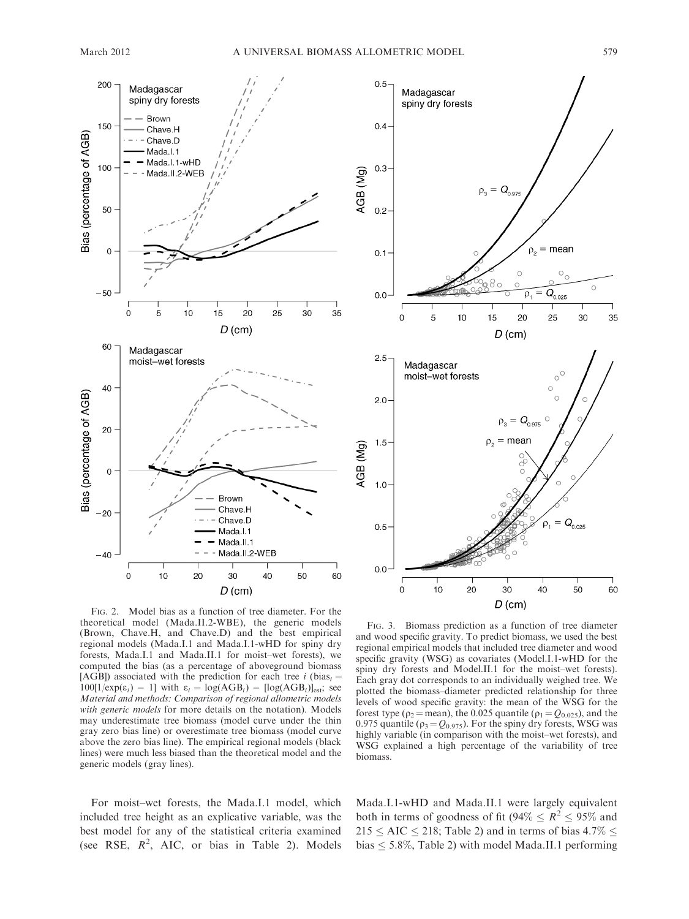FIG. 2. Model bias as a function of tree diameter. For the theoretical model (Mada.II.2-WBE), the generic models (Brown, Chave.H, and Chave.D) and the best empirical regional models (Mada.I.1 and Mada.I.1-wHD for spiny dry forests, Mada.I.1 and Mada.II.1 for moist–wet forests), we computed the bias (as a percentage of aboveground biomass [AGB]) associated with the prediction for each tree $i$ ($\text{bias}_i = 100[1/\exp(\varepsilon_i) - 1]$ with $\varepsilon_i = \log(\text{AGB}_i) - [\log(\text{AGB}_i)]_{\text{est}}$; see *Material and methods: Comparison of regional allometric models with generic models* for more details on the notation). Models may underestimate tree biomass (model curve under the thin gray zero bias line) or overestimate tree biomass (model curve above the zero bias line). The empirical regional models (black lines) were much less biased than the theoretical model and the generic models (gray lines).

FIG. 3. Biomass prediction as a function of tree diameter and wood specific gravity. To predict biomass, we used the best regional empirical models that included tree diameter and wood specific gravity (WSG) as covariates (Model.I.1-wHD for the spiny dry forests and Model.II.1 for the moist–wet forests). Each gray dot corresponds to an individually weighed tree. We plotted the biomass–diameter predicted relationship for three levels of wood specific gravity: the mean of the WSG for the forest type ($\rho_2 = \text{mean}$), the 0.025 quantile ($\rho_1 = Q_{0.025}$), and the 0.975 quantile ($\rho_3 = Q_{0.975}$). For the spiny dry forests, WSG was highly variable (in comparison with the moist–wet forests), and WSG explained a high percentage of the variability of tree biomass.

For moist–wet forests, the Mada.I.1 model, which included tree height as an explicative variable, was the best model for any of the statistical criteria examined (see RSE, $R^2$, AIC, or bias in Table 2). Models Mada.I.1-wHD and Mada.II.1 were largely equivalent both in terms of goodness of fit ($94\% \leq R^2 \leq 95\%$ and $215 \leq \text{AIC} \leq 218$; Table 2) and in terms of bias $4.7\% \leq \text{bias} \leq 5.8\%$, Table 2) with model Mada.II.1 performing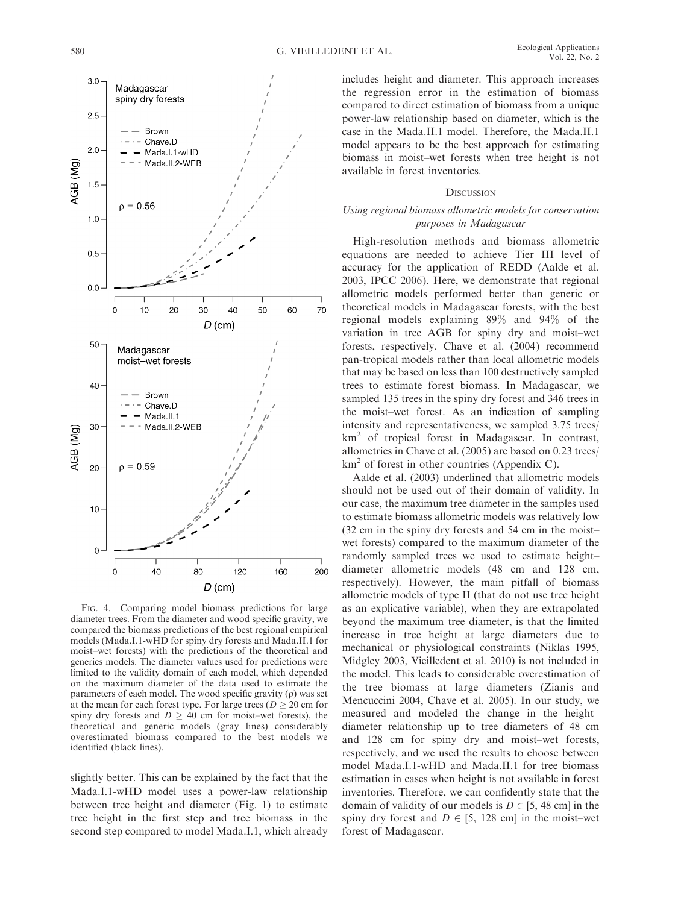FIG. 4. Comparing model biomass predictions for large diameter trees. From the diameter and wood specific gravity, we compared the biomass predictions of the best regional empirical models (Mada.I.1-wHD for spiny dry forests and Mada.II.1 for moist–wet forests) with the predictions of the theoretical and generics models. The diameter values used for predictions were limited to the validity domain of each model, which depended on the maximum diameter of the data used to estimate the parameters of each model. The wood specific gravity ($\rho$) was set at the mean for each forest type. For large trees ($D \geq 20$ cm for spiny dry forests and $D \geq 40$ cm for moist–wet forests), the theoretical and generic models (gray lines) considerably overestimated biomass compared to the best models we identified (black lines).

slightly better. This can be explained by the fact that the Mada.I.1-wHD model uses a power-law relationship between tree height and diameter (Fig. 1) to estimate tree height in the first step and tree biomass in the second step compared to model Mada.I.1, which already includes height and diameter. This approach increases the regression error in the estimation of biomass compared to direct estimation of biomass from a unique power-law relationship based on diameter, which is the case in the Mada.II.1 model. Therefore, the Mada.II.1 model appears to be the best approach for estimating biomass in moist–wet forests when tree height is not available in forest inventories.

## DISCUSSION

### *Using regional biomass allometric models for conservation purposes in Madagascar*

High-resolution methods and biomass allometric equations are needed to achieve Tier III level of accuracy for the application of REDD (Aalde et al. 2003, IPCC 2006). Here, we demonstrate that regional allometric models performed better than generic or theoretical models in Madagascar forests, with the best regional models explaining 89% and 94% of the variation in tree AGB for spiny dry and moist–wet forests, respectively. Chave et al. (2004) recommend pan-tropical models rather than local allometric models that may be based on less than 100 destructively sampled trees to estimate forest biomass. In Madagascar, we sampled 135 trees in the spiny dry forest and 346 trees in the moist–wet forest. As an indication of sampling intensity and representativeness, we sampled 3.75 trees/km$^2$ of tropical forest in Madagascar. In contrast, allometries in Chave et al. (2005) are based on 0.23 trees/km$^2$ of forest in other countries (Appendix C).

Aalde et al. (2003) underlined that allometric models should not be used out of their domain of validity. In our case, the maximum tree diameter in the samples used to estimate biomass allometric models was relatively low (32 cm in the spiny dry forests and 54 cm in the moist–wet forests) compared to the maximum diameter of the randomly sampled trees we used to estimate height–diameter allometric models (48 cm and 128 cm, respectively). However, the main pitfall of biomass allometric models of type II (that do not use tree height as an explicative variable), when they are extrapolated beyond the maximum tree diameter, is that the limited increase in tree height at large diameters due to mechanical or physiological constraints (Niklas 1995, Midgley 2003, Vieilledent et al. 2010) is not included in the model. This leads to considerable overestimation of the tree biomass at large diameters (Zianis and Mencuccini 2004, Chave et al. 2005). In our study, we measured and modeled the change in the height–diameter relationship up to tree diameters of 48 cm and 128 cm for spiny dry and moist–wet forests, respectively, and we used the results to choose between model Mada.I.1-wHD and Mada.II.1 for tree biomass estimation in cases when height is not available in forest inventories. Therefore, we can confidently state that the domain of validity of our models is $D \in [5, 48$ cm] in the spiny dry forest and $D \in [5, 128$ cm] in the moist–wet forest of Madagascar.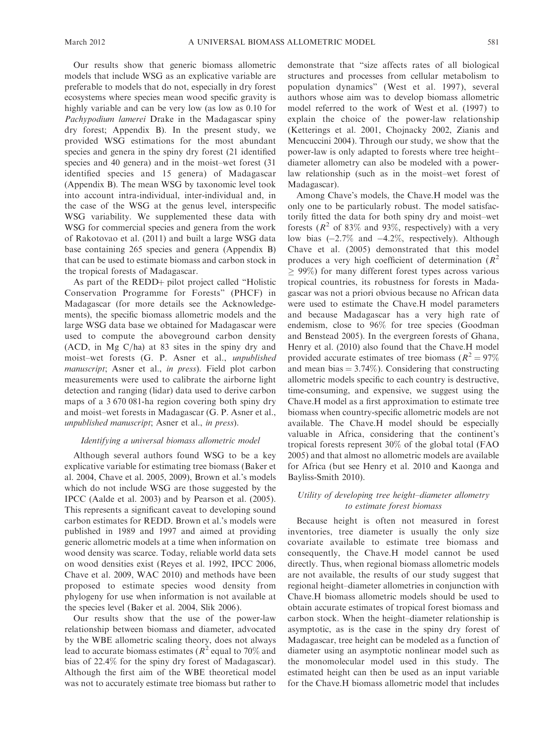Our results show that generic biomass allometric models that include WSG as an explicative variable are preferable to models that do not, especially in dry forest ecosystems where species mean wood specific gravity is highly variable and can be very low (as low as 0.10 for *Pachypodium lamerei* Drake in the Madagascar spiny dry forest; Appendix B). In the present study, we provided WSG estimations for the most abundant species and genera in the spiny dry forest (21 identified species and 40 genera) and in the moist–wet forest (31 identified species and 15 genera) of Madagascar (Appendix B). The mean WSG by taxonomic level took into account intra-individual, inter-individual and, in the case of the WSG at the genus level, interspecific WSG variability. We supplemented these data with WSG for commercial species and genera from the work of Rakotovao et al. (2011) and built a large WSG data base containing 265 species and genera (Appendix B) that can be used to estimate biomass and carbon stock in the tropical forests of Madagascar.

As part of the REDD+ pilot project called "Holistic Conservation Programme for Forests" (PHCF) in Madagascar (for more details see the Acknowledgements), the specific biomass allometric models and the large WSG data base we obtained for Madagascar were used to compute the aboveground carbon density (ACD, in Mg C/ha) at 83 sites in the spiny dry and moist–wet forests (G. P. Asner et al., *unpublished manuscript*; Asner et al., *in press*). Field plot carbon measurements were used to calibrate the airborne light detection and ranging (lidar) data used to derive carbon maps of a 3 670 081-ha region covering both spiny dry and moist–wet forests in Madagascar (G. P. Asner et al., *unpublished manuscript*; Asner et al., *in press*).

### *Identifying a universal biomass allometric model*

Although several authors found WSG to be a key explicative variable for estimating tree biomass (Baker et al. 2004, Chave et al. 2005, 2009), Brown et al.'s models which do not include WSG are those suggested by the IPCC (Aalde et al. 2003) and by Pearson et al. (2005). This represents a significant caveat to developing sound carbon estimates for REDD. Brown et al.'s models were published in 1989 and 1997 and aimed at providing generic allometric models at a time when information on wood density was scarce. Today, reliable world data sets on wood densities exist (Reyes et al. 1992, IPCC 2006, Chave et al. 2009, WAC 2010) and methods have been proposed to estimate species wood density from phylogeny for use when information is not available at the species level (Baker et al. 2004, Slik 2006).

Our results show that the use of the power-law relationship between biomass and diameter, advocated by the WBE allometric scaling theory, does not always lead to accurate biomass estimates ($R^2$ equal to 70% and bias of 22.4% for the spiny dry forest of Madagascar). Although the first aim of the WBE theoretical model was not to accurately estimate tree biomass but rather to demonstrate that "size affects rates of all biological structures and processes from cellular metabolism to population dynamics" (West et al. 1997), several authors whose aim was to develop biomass allometric model referred to the work of West et al. (1997) to explain the choice of the power-law relationship (Ketterings et al. 2001, Chojnacky 2002, Zianis and Mencuccini 2004). Through our study, we show that the power-law is only adapted to forests where tree height–diameter allometry can also be modeled with a power-law relationship (such as in the moist–wet forest of Madagascar).

Among Chave's models, the Chave.H model was the only one to be particularly robust. The model satisfactorily fitted the data for both spiny dry and moist–wet forests ($R^2$ of 83% and 93%, respectively) with a very low bias (−2.7% and −4.2%, respectively). Although Chave et al. (2005) demonstrated that this model produces a very high coefficient of determination ($R^2 \geq 99\%$) for many different forest types across various tropical countries, its robustness for forests in Madagascar was not a priori obvious because no African data were used to estimate the Chave.H model parameters and because Madagascar has a very high rate of endemism, close to 96% for tree species (Goodman and Benstead 2005). In the evergreen forests of Ghana, Henry et al. (2010) also found that the Chave.H model provided accurate estimates of tree biomass ($R^2 = 97\%$ and mean bias = 3.74%). Considering that constructing allometric models specific to each country is destructive, time-consuming, and expensive, we suggest using the Chave.H model as a first approximation to estimate tree biomass when country-specific allometric models are not available. The Chave.H model should be especially valuable in Africa, considering that the continent's tropical forests represent 30% of the global total (FAO 2005) and that almost no allometric models are available for Africa (but see Henry et al. 2010 and Kaonga and Bayliss-Smith 2010).

### *Utility of developing tree height–diameter allometry to estimate forest biomass*

Because height is often not measured in forest inventories, tree diameter is usually the only size covariate available to estimate tree biomass and consequently, the Chave.H model cannot be used directly. Thus, when regional biomass allometric models are not available, the results of our study suggest that regional height–diameter allometries in conjunction with Chave.H biomass allometric models should be used to obtain accurate estimates of tropical forest biomass and carbon stock. When the height–diameter relationship is asymptotic, as is the case in the spiny dry forest of Madagascar, tree height can be modeled as a function of diameter using an asymptotic nonlinear model such as the monomolecular model used in this study. The estimated height can then be used as an input variable for the Chave.H biomass allometric model that includes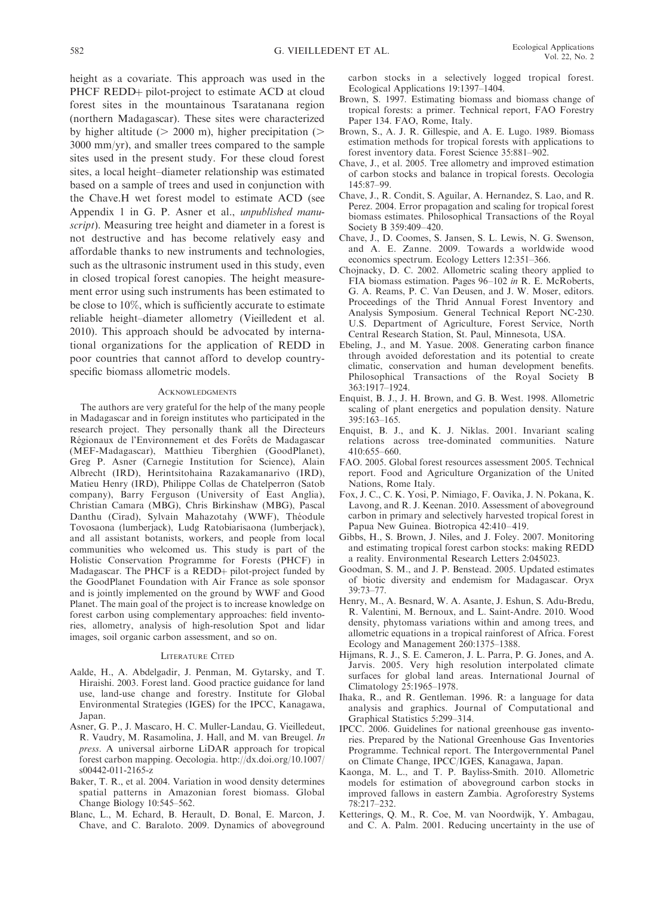height as a covariate. This approach was used in the PHCF REDD+ pilot-project to estimate ACD at cloud forest sites in the mountainous Tsaratanana region (northern Madagascar). These sites were characterized by higher altitude (> 2000 m), higher precipitation (> 3000 mm/yr), and smaller trees compared to the sample sites used in the present study. For these cloud forest sites, a local height–diameter relationship was estimated based on a sample of trees and used in conjunction with the Chave.H wet forest model to estimate ACD (see Appendix 1 in G. P. Asner et al., *unpublished manuscript*). Measuring tree height and diameter in a forest is not destructive and has become relatively easy and affordable thanks to new instruments and technologies, such as the ultrasonic instrument used in this study, even in closed tropical forest canopies. The height measurement error using such instruments has been estimated to be close to 10%, which is sufficiently accurate to estimate reliable height–diameter allometry (Vieilledent et al. 2010). This approach should be advocated by international organizations for the application of REDD in poor countries that cannot afford to develop country-specific biomass allometric models.

## Acknowledgments

The authors are very grateful for the help of the many people in Madagascar and in foreign institutes who participated in the research project. They personally thank all the Directeurs Régionaux de l'Environnement et des Forêts de Madagascar (MEF-Madagascar), Matthieu Tiberghien (GoodPlanet), Greg P. Asner (Carnegie Institution for Science), Alain Albrecht (IRD), Herintsitohaina Razakamanarivo (IRD), Matieu Henry (IRD), Philippe Collas de Chatelperron (Satob company), Barry Ferguson (University of East Anglia), Christian Camara (MBG), Chris Birkinshaw (MBG), Pascal Danthu (Cirad), Sylvain Mahazotahy (WWF), Théodule Tovosaona (lumberjack), Ludg Ratobiarisaona (lumberjack), and all assistant botanists, workers, and people from local communities who welcomed us. This study is part of the Holistic Conservation Programme for Forests (PHCF) in Madagascar. The PHCF is a REDD+ pilot-project funded by the GoodPlanet Foundation with Air France as sole sponsor and is jointly implemented on the ground by WWF and Good Planet. The main goal of the project is to increase knowledge on forest carbon using complementary approaches: field inventories, allometry, analysis of high-resolution Spot and lidar images, soil organic carbon assessment, and so on.

## Literature Cited

Aalde, H., A. Abdelgadir, J. Penman, M. Gytarsky, and T. Hiraishi. 2003. Forest land. Good practice guidance for land use, land-use change and forestry. Institute for Global Environmental Strategies (IGES) for the IPCC, Kanagawa, Japan.

Asner, G. P., J. Mascaro, H. C. Muller-Landau, G. Vieilledeut, R. Vaudry, M. Rasamolina, J. Hall, and M. van Breugel. *In press*. A universal airborne LiDAR approach for tropical forest carbon mapping. Oecologia. http://dx.doi.org/10.1007/s00442-011-2165-z

Baker, T. R., et al. 2004. Variation in wood density determines spatial patterns in Amazonian forest biomass. Global Change Biology 10:545–562.

Blanc, L., M. Echard, B. Herault, D. Bonal, E. Marcon, J. Chave, and C. Baraloto. 2009. Dynamics of aboveground carbon stocks in a selectively logged tropical forest. Ecological Applications 19:1397–1404.

Brown, S. 1997. Estimating biomass and biomass change of tropical forests: a primer. Technical report, FAO Forestry Paper 134. FAO, Rome, Italy.

Brown, S., A. J. R. Gillespie, and A. E. Lugo. 1989. Biomass estimation methods for tropical forests with applications to forest inventory data. Forest Science 35:881–902.

Chave, J., et al. 2005. Tree allometry and improved estimation of carbon stocks and balance in tropical forests. Oecologia 145:87–99.

Chave, J., R. Condit, S. Aguilar, A. Hernandez, S. Lao, and R. Perez. 2004. Error propagation and scaling for tropical forest biomass estimates. Philosophical Transactions of the Royal Society B 359:409–420.

Chave, J., D. Coomes, S. Jansen, S. L. Lewis, N. G. Swenson, and A. E. Zanne. 2009. Towards a worldwide wood economics spectrum. Ecology Letters 12:351–366.

Chojnacky, D. C. 2002. Allometric scaling theory applied to FIA biomass estimation. Pages 96–102 *in* R. E. McRoberts, G. A. Reams, P. C. Van Deusen, and J. W. Moser, editors. Proceedings of the Thrid Annual Forest Inventory and Analysis Symposium. General Technical Report NC-230. U.S. Department of Agriculture, Forest Service, North Central Research Station, St. Paul, Minnesota, USA.

Ebeling, J., and M. Yasue. 2008. Generating carbon finance through avoided deforestation and its potential to create climatic, conservation and human development benefits. Philosophical Transactions of the Royal Society B 363:1917–1924.

Enquist, B. J., J. H. Brown, and G. B. West. 1998. Allometric scaling of plant energetics and population density. Nature 395:163–165.

Enquist, B. J., and K. J. Niklas. 2001. Invariant scaling relations across tree-dominated communities. Nature 410:655–660.

FAO. 2005. Global forest resources assessment 2005. Technical report. Food and Agriculture Organization of the United Nations, Rome Italy.

Fox, J. C., C. K. Yosi, P. Nimiago, F. Oavika, J. N. Pokana, K. Lavong, and R. J. Keenan. 2010. Assessment of aboveground carbon in primary and selectively harvested tropical forest in Papua New Guinea. Biotropica 42:410–419.

Gibbs, H., S. Brown, J. Niles, and J. Foley. 2007. Monitoring and estimating tropical forest carbon stocks: making REDD a reality. Environmental Research Letters 2:045023.

Goodman, S. M., and J. P. Benstead. 2005. Updated estimates of biotic diversity and endemism for Madagascar. Oryx 39:73–77.

Henry, M., A. Besnard, W. A. Asante, J. Eshun, S. Adu-Bredu, R. Valentini, M. Bernoux, and L. Saint-Andre. 2010. Wood density, phytomass variations within and among trees, and allometric equations in a tropical rainforest of Africa. Forest Ecology and Management 260:1375–1388.

Hijmans, R. J., S. E. Cameron, J. L. Parra, P. G. Jones, and A. Jarvis. 2005. Very high resolution interpolated climate surfaces for global land areas. International Journal of Climatology 25:1965–1978.

Ihaka, R., and R. Gentleman. 1996. R: a language for data analysis and graphics. Journal of Computational and Graphical Statistics 5:299–314.

IPCC. 2006. Guidelines for national greenhouse gas inventories. Prepared by the National Greenhouse Gas Inventories Programme. Technical report. The Intergovernmental Panel on Climate Change, IPCC/IGES, Kanagawa, Japan.

Kaonga, M. L., and T. P. Bayliss-Smith. 2010. Allometric models for estimation of aboveground carbon stocks in improved fallows in eastern Zambia. Agroforestry Systems 78:217–232.

Ketterings, Q. M., R. Coe, M. van Noordwijk, Y. Ambagau, and C. A. Palm. 2001. Reducing uncertainty in the use of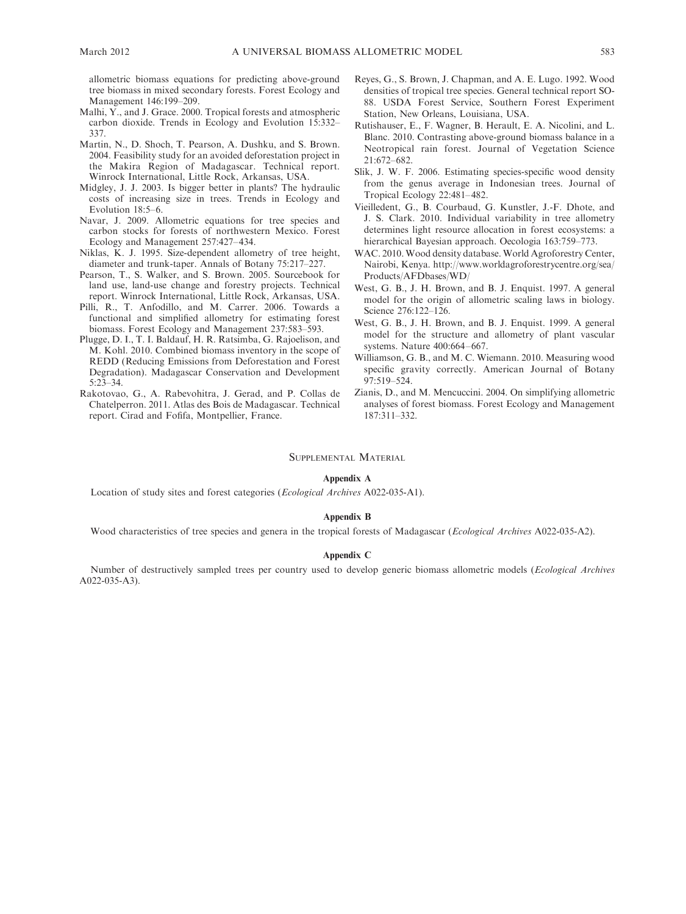allometric biomass equations for predicting above-ground tree biomass in mixed secondary forests. Forest Ecology and Management 146:199–209.

Malhi, Y., and J. Grace. 2000. Tropical forests and atmospheric carbon dioxide. Trends in Ecology and Evolution 15:332–337.

Martin, N., D. Shoch, T. Pearson, A. Dushku, and S. Brown. 2004. Feasibility study for an avoided deforestation project in the Makira Region of Madagascar. Technical report. Winrock International, Little Rock, Arkansas, USA.

Midgley, J. J. 2003. Is bigger better in plants? The hydraulic costs of increasing size in trees. Trends in Ecology and Evolution 18:5–6.

Navar, J. 2009. Allometric equations for tree species and carbon stocks for forests of northwestern Mexico. Forest Ecology and Management 257:427–434.

Niklas, K. J. 1995. Size-dependent allometry of tree height, diameter and trunk-taper. Annals of Botany 75:217–227.

Pearson, T., S. Walker, and S. Brown. 2005. Sourcebook for land use, land-use change and forestry projects. Technical report. Winrock International, Little Rock, Arkansas, USA.

Pilli, R., T. Anfodillo, and M. Carrer. 2006. Towards a functional and simplified allometry for estimating forest biomass. Forest Ecology and Management 237:583–593.

Plugge, D. I., T. I. Baldauf, H. R. Ratsimba, G. Rajoelison, and M. Kohl. 2010. Combined biomass inventory in the scope of REDD (Reducing Emissions from Deforestation and Forest Degradation). Madagascar Conservation and Development 5:23–34.

Rakotovao, G., A. Rabevohitra, J. Gerad, and P. Collas de Chatelperron. 2011. Atlas des Bois de Madagascar. Technical report. Cirad and Fofifa, Montpellier, France.

Reyes, G., S. Brown, J. Chapman, and A. E. Lugo. 1992. Wood densities of tropical tree species. General technical report SO-88. USDA Forest Service, Southern Forest Experiment Station, New Orleans, Louisiana, USA.

Rutishauser, E., F. Wagner, B. Herault, E. A. Nicolini, and L. Blanc. 2010. Contrasting above-ground biomass balance in a Neotropical rain forest. Journal of Vegetation Science 21:672–682.

Slik, J. W. F. 2006. Estimating species-specific wood density from the genus average in Indonesian trees. Journal of Tropical Ecology 22:481–482.

Vieilledent, G., B. Courbaud, G. Kunstler, J.-F. Dhote, and J. S. Clark. 2010. Individual variability in tree allometry determines light resource allocation in forest ecosystems: a hierarchical Bayesian approach. Oecologia 163:759–773.

WAC. 2010. Wood density database. World Agroforestry Center, Nairobi, Kenya. http://www.worldagroforestrycentre.org/sea/Products/AFDbases/WD/

West, G. B., J. H. Brown, and B. J. Enquist. 1997. A general model for the origin of allometric scaling laws in biology. Science 276:122–126.

West, G. B., J. H. Brown, and B. J. Enquist. 1999. A general model for the structure and allometry of plant vascular systems. Nature 400:664–667.

Williamson, G. B., and M. C. Wiemann. 2010. Measuring wood specific gravity correctly. American Journal of Botany 97:519–524.

Zianis, D., and M. Mencuccini. 2004. On simplifying allometric analyses of forest biomass. Forest Ecology and Management 187:311–332.

## Supplemental Material

### Appendix A

Location of study sites and forest categories (*Ecological Archives* A022-035-A1).

### Appendix B

Wood characteristics of tree species and genera in the tropical forests of Madagascar (*Ecological Archives* A022-035-A2).

### Appendix C

Number of destructively sampled trees per country used to develop generic biomass allometric models (*Ecological Archives* A022-035-A3).